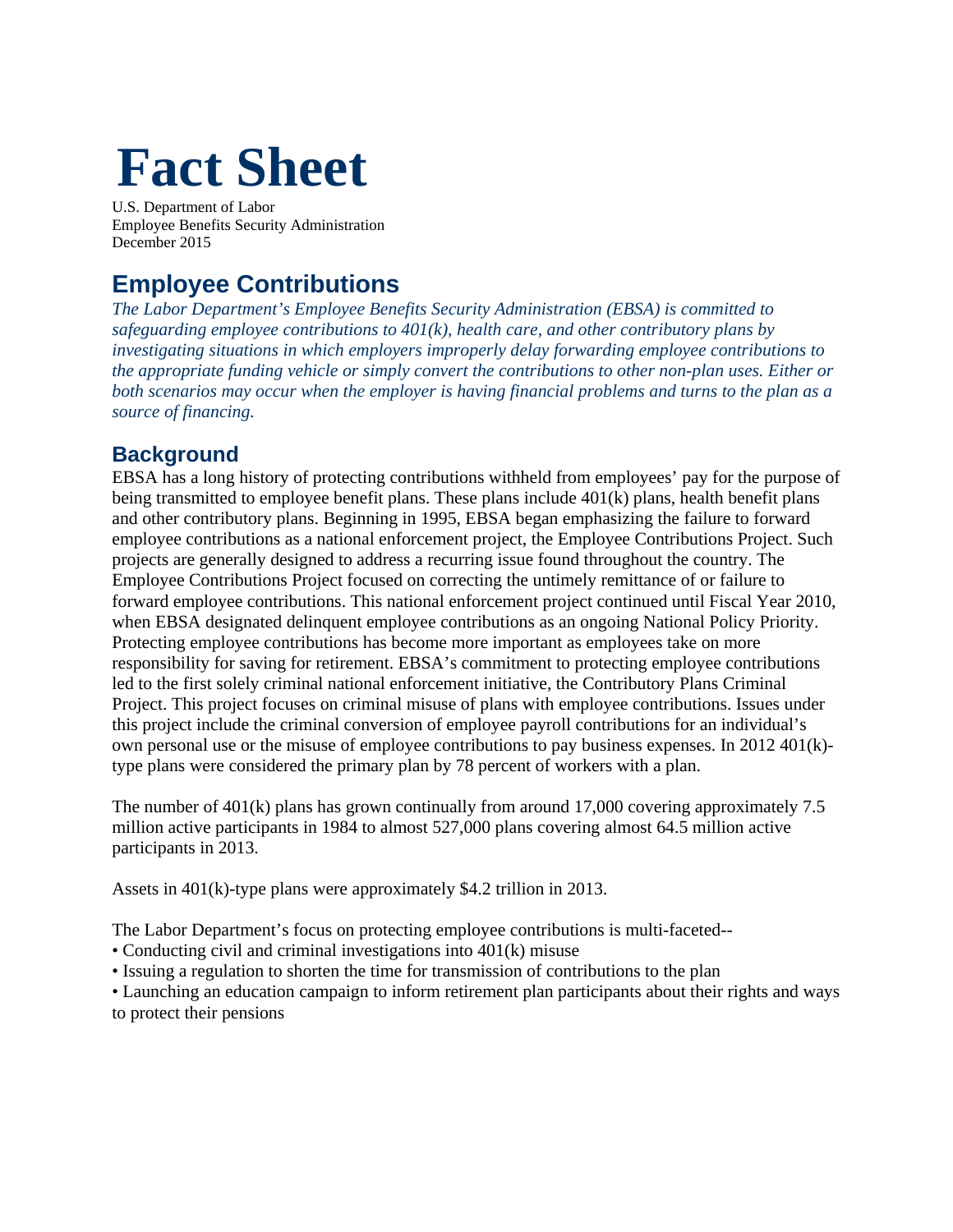# Fact Sheet

U.S. Department of Labor
Employee Benefits Security Administration
December 2015

## Employee Contributions

*The Labor Department's Employee Benefits Security Administration (EBSA) is committed to safeguarding employee contributions to 401(k), health care, and other contributory plans by investigating situations in which employers improperly delay forwarding employee contributions to the appropriate funding vehicle or simply convert the contributions to other non-plan uses. Either or both scenarios may occur when the employer is having financial problems and turns to the plan as a source of financing.*

### Background

EBSA has a long history of protecting contributions withheld from employees' pay for the purpose of being transmitted to employee benefit plans. These plans include 401(k) plans, health benefit plans and other contributory plans. Beginning in 1995, EBSA began emphasizing the failure to forward employee contributions as a national enforcement project, the Employee Contributions Project. Such projects are generally designed to address a recurring issue found throughout the country. The Employee Contributions Project focused on correcting the untimely remittance of or failure to forward employee contributions. This national enforcement project continued until Fiscal Year 2010, when EBSA designated delinquent employee contributions as an ongoing National Policy Priority. Protecting employee contributions has become more important as employees take on more responsibility for saving for retirement. EBSA's commitment to protecting employee contributions led to the first solely criminal national enforcement initiative, the Contributory Plans Criminal Project. This project focuses on criminal misuse of plans with employee contributions. Issues under this project include the criminal conversion of employee payroll contributions for an individual's own personal use or the misuse of employee contributions to pay business expenses. In 2012 401(k)-type plans were considered the primary plan by 78 percent of workers with a plan.

The number of 401(k) plans has grown continually from around 17,000 covering approximately 7.5 million active participants in 1984 to almost 527,000 plans covering almost 64.5 million active participants in 2013.

Assets in 401(k)-type plans were approximately $4.2 trillion in 2013.

The Labor Department's focus on protecting employee contributions is multi-faceted--

- Conducting civil and criminal investigations into 401(k) misuse
- Issuing a regulation to shorten the time for transmission of contributions to the plan
- Launching an education campaign to inform retirement plan participants about their rights and ways to protect their pensions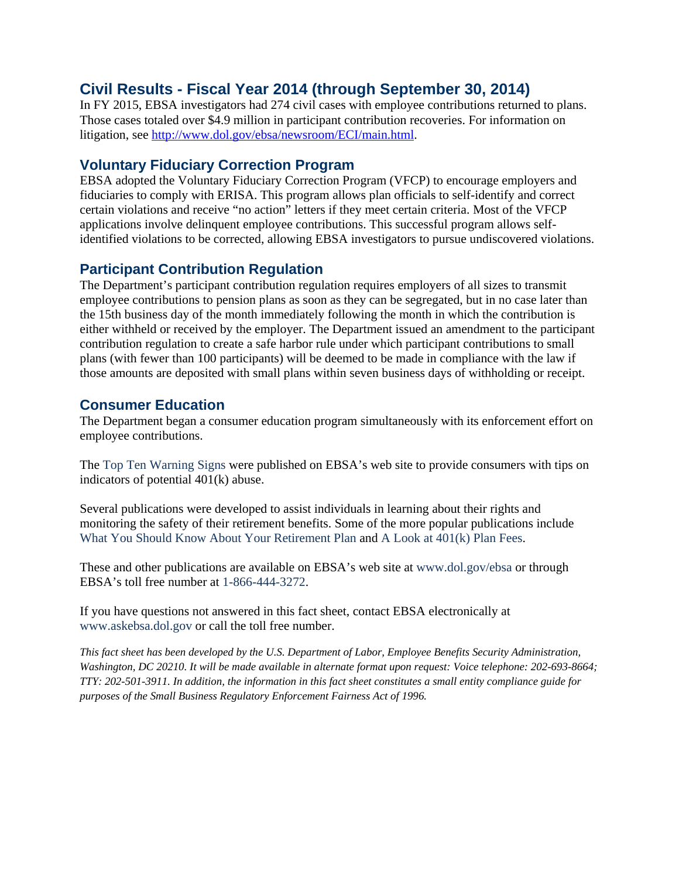## Civil Results - Fiscal Year 2014 (through September 30, 2014)

In FY 2015, EBSA investigators had 274 civil cases with employee contributions returned to plans. Those cases totaled over $4.9 million in participant contribution recoveries. For information on litigation, see http://www.dol.gov/ebsa/newsroom/ECI/main.html.

## Voluntary Fiduciary Correction Program

EBSA adopted the Voluntary Fiduciary Correction Program (VFCP) to encourage employers and fiduciaries to comply with ERISA. This program allows plan officials to self-identify and correct certain violations and receive "no action" letters if they meet certain criteria. Most of the VFCP applications involve delinquent employee contributions. This successful program allows self-identified violations to be corrected, allowing EBSA investigators to pursue undiscovered violations.

## Participant Contribution Regulation

The Department's participant contribution regulation requires employers of all sizes to transmit employee contributions to pension plans as soon as they can be segregated, but in no case later than the 15th business day of the month immediately following the month in which the contribution is either withheld or received by the employer. The Department issued an amendment to the participant contribution regulation to create a safe harbor rule under which participant contributions to small plans (with fewer than 100 participants) will be deemed to be made in compliance with the law if those amounts are deposited with small plans within seven business days of withholding or receipt.

## Consumer Education

The Department began a consumer education program simultaneously with its enforcement effort on employee contributions.

The Top Ten Warning Signs were published on EBSA's web site to provide consumers with tips on indicators of potential 401(k) abuse.

Several publications were developed to assist individuals in learning about their rights and monitoring the safety of their retirement benefits. Some of the more popular publications include What You Should Know About Your Retirement Plan and A Look at 401(k) Plan Fees.

These and other publications are available on EBSA's web site at www.dol.gov/ebsa or through EBSA's toll free number at 1-866-444-3272.

If you have questions not answered in this fact sheet, contact EBSA electronically at www.askebsa.dol.gov or call the toll free number.

*This fact sheet has been developed by the U.S. Department of Labor, Employee Benefits Security Administration, Washington, DC 20210. It will be made available in alternate format upon request: Voice telephone: 202-693-8664; TTY: 202-501-3911. In addition, the information in this fact sheet constitutes a small entity compliance guide for purposes of the Small Business Regulatory Enforcement Fairness Act of 1996.*